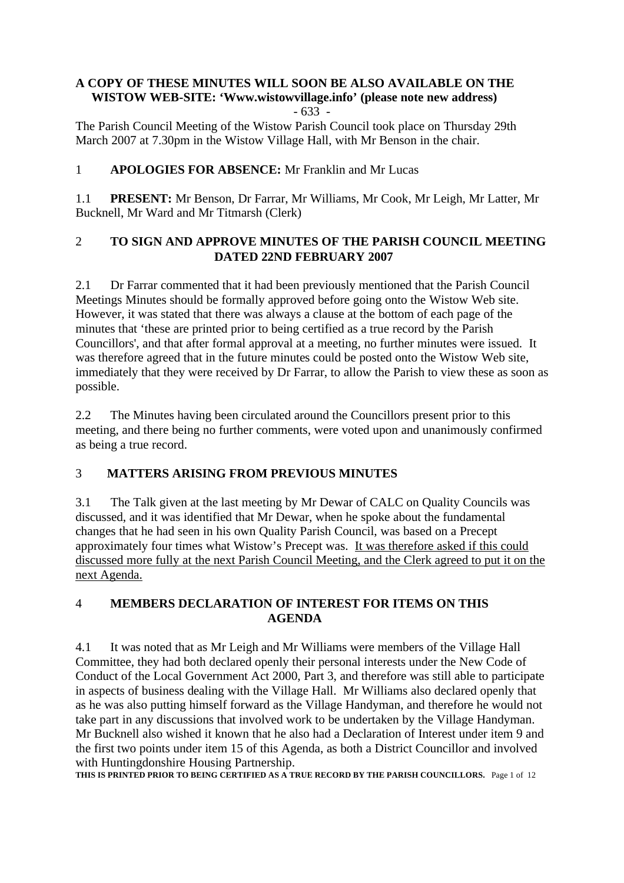**A COPY OF THESE MINUTES WILL SOON BE ALSO AVAILABLE ON THE WISTOW WEB-SITE: 'Www.wistowvillage.info' (please note new address)**

The Parish Council Meeting of the Wistow Parish Council took place on Thursday 29th March 2007 at 7.30pm in the Wistow Village Hall, with Mr Benson in the chair.

1 **APOLOGIES FOR ABSENCE:** Mr Franklin and Mr Lucas

1.1 **PRESENT:** Mr Benson, Dr Farrar, Mr Williams, Mr Cook, Mr Leigh, Mr Latter, Mr Bucknell, Mr Ward and Mr Titmarsh (Clerk)

## 2 TO SIGN AND APPROVE MINUTES OF THE PARISH COUNCIL MEETING DATED 22ND FEBRUARY 2007

2.1 Dr Farrar commented that it had been previously mentioned that the Parish Council Meetings Minutes should be formally approved before going onto the Wistow Web site. However, it was stated that there was always a clause at the bottom of each page of the minutes that 'these are printed prior to being certified as a true record by the Parish Councillors', and that after formal approval at a meeting, no further minutes were issued. It was therefore agreed that in the future minutes could be posted onto the Wistow Web site, immediately that they were received by Dr Farrar, to allow the Parish to view these as soon as possible.

2.2 The Minutes having been circulated around the Councillors present prior to this meeting, and there being no further comments, were voted upon and unanimously confirmed as being a true record.

## 3 MATTERS ARISING FROM PREVIOUS MINUTES

3.1 The Talk given at the last meeting by Mr Dewar of CALC on Quality Councils was discussed, and it was identified that Mr Dewar, when he spoke about the fundamental changes that he had seen in his own Quality Parish Council, was based on a Precept approximately four times what Wistow's Precept was. <u>It was therefore asked if this could discussed more fully at the next Parish Council Meeting, and the Clerk agreed to put it on the next Agenda.</u>

## 4 MEMBERS DECLARATION OF INTEREST FOR ITEMS ON THIS AGENDA

4.1 It was noted that as Mr Leigh and Mr Williams were members of the Village Hall Committee, they had both declared openly their personal interests under the New Code of Conduct of the Local Government Act 2000, Part 3, and therefore was still able to participate in aspects of business dealing with the Village Hall. Mr Williams also declared openly that as he was also putting himself forward as the Village Handyman, and therefore he would not take part in any discussions that involved work to be undertaken by the Village Handyman. Mr Bucknell also wished it known that he also had a Declaration of Interest under item 9 and the first two points under item 15 of this Agenda, as both a District Councillor and involved with Huntingdonshire Housing Partnership.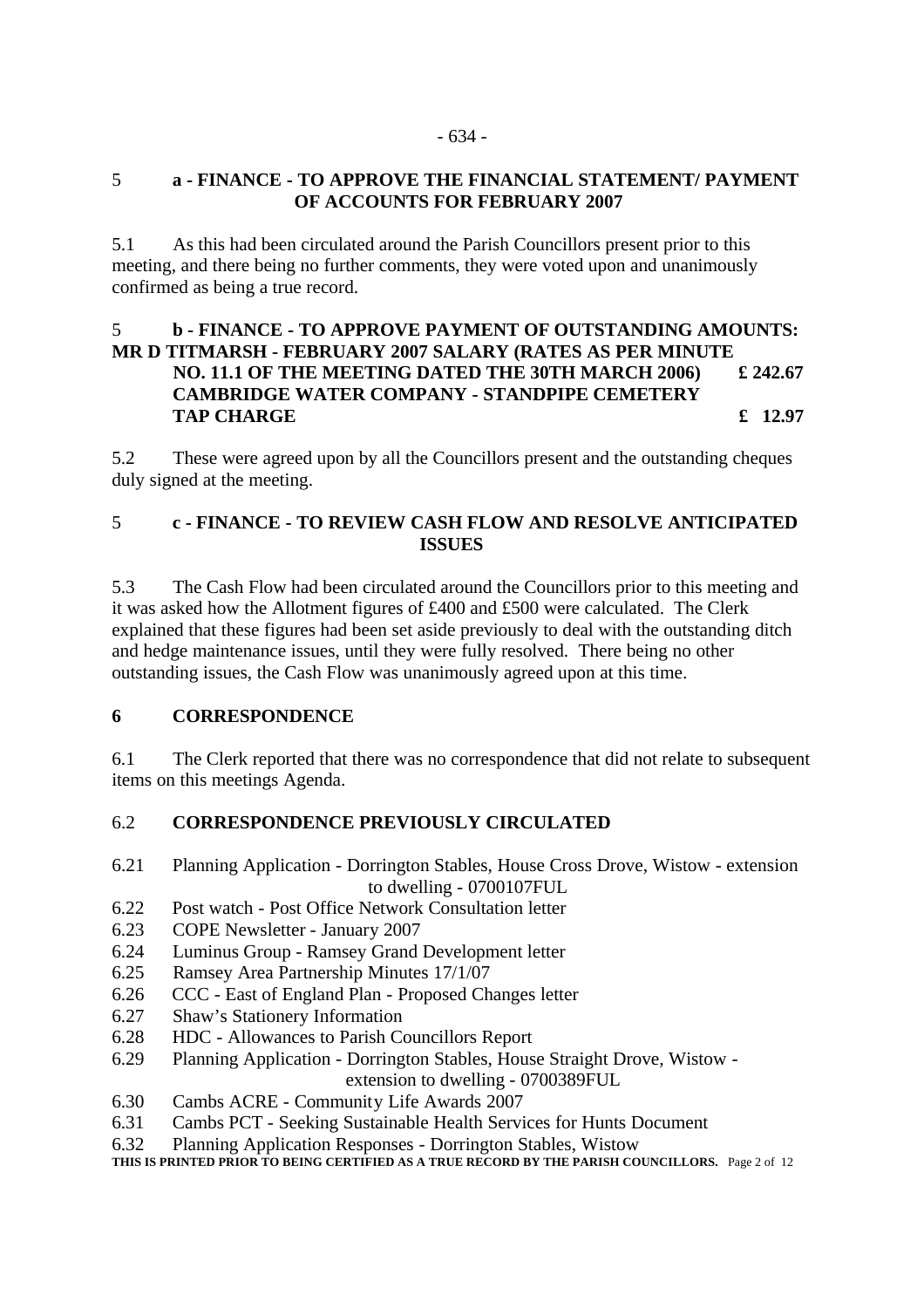## 5 a - FINANCE - TO APPROVE THE FINANCIAL STATEMENT/ PAYMENT OF ACCOUNTS FOR FEBRUARY 2007

5.1 As this had been circulated around the Parish Councillors present prior to this meeting, and there being no further comments, they were voted upon and unanimously confirmed as being a true record.

## 5 b - FINANCE - TO APPROVE PAYMENT OF OUTSTANDING AMOUNTS:

**MR D TITMARSH - FEBRUARY 2007 SALARY (RATES AS PER MINUTE NO. 11.1 OF THE MEETING DATED THE 30TH MARCH 2006) £ 242.67**

**CAMBRIDGE WATER COMPANY - STANDPIPE CEMETERY TAP CHARGE £ 12.97**

5.2 These were agreed upon by all the Councillors present and the outstanding cheques duly signed at the meeting.

## 5 c - FINANCE - TO REVIEW CASH FLOW AND RESOLVE ANTICIPATED ISSUES

5.3 The Cash Flow had been circulated around the Councillors prior to this meeting and it was asked how the Allotment figures of £400 and £500 were calculated. The Clerk explained that these figures had been set aside previously to deal with the outstanding ditch and hedge maintenance issues, until they were fully resolved. There being no other outstanding issues, the Cash Flow was unanimously agreed upon at this time.

## 6 CORRESPONDENCE

6.1 The Clerk reported that there was no correspondence that did not relate to subsequent items on this meetings Agenda.

### 6.2 CORRESPONDENCE PREVIOUSLY CIRCULATED

6.21 Planning Application - Dorrington Stables, House Cross Drove, Wistow - extension to dwelling - 0700107FUL
6.22 Post watch - Post Office Network Consultation letter
6.23 COPE Newsletter - January 2007
6.24 Luminus Group - Ramsey Grand Development letter
6.25 Ramsey Area Partnership Minutes 17/1/07
6.26 CCC - East of England Plan - Proposed Changes letter
6.27 Shaw's Stationery Information
6.28 HDC - Allowances to Parish Councillors Report
6.29 Planning Application - Dorrington Stables, House Straight Drove, Wistow - extension to dwelling - 0700389FUL
6.30 Cambs ACRE - Community Life Awards 2007
6.31 Cambs PCT - Seeking Sustainable Health Services for Hunts Document
6.32 Planning Application Responses - Dorrington Stables, Wistow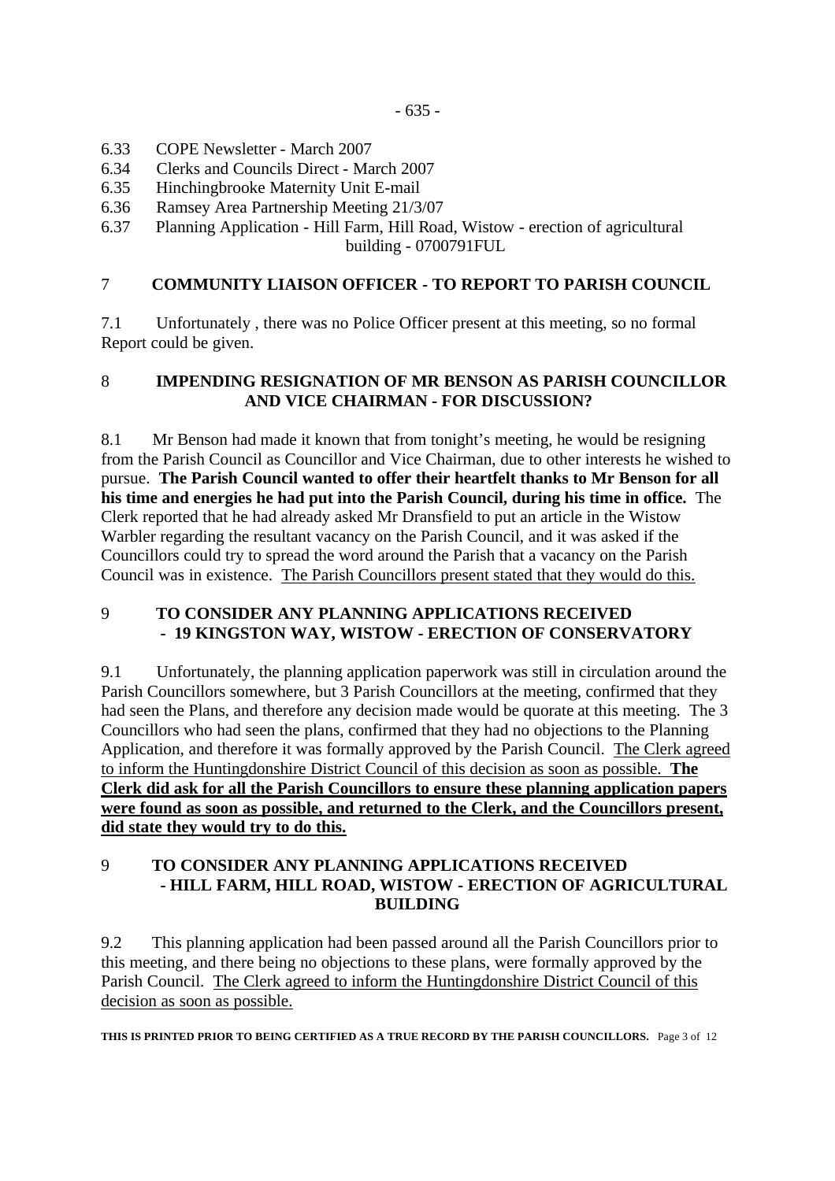6.33 COPE Newsletter - March 2007
6.34 Clerks and Councils Direct - March 2007
6.35 Hinchingbrooke Maternity Unit E-mail
6.36 Ramsey Area Partnership Meeting 21/3/07
6.37 Planning Application - Hill Farm, Hill Road, Wistow - erection of agricultural building - 0700791FUL

## 7 COMMUNITY LIAISON OFFICER - TO REPORT TO PARISH COUNCIL

7.1 Unfortunately , there was no Police Officer present at this meeting, so no formal Report could be given.

## 8 IMPENDING RESIGNATION OF MR BENSON AS PARISH COUNCILLOR AND VICE CHAIRMAN - FOR DISCUSSION?

8.1 Mr Benson had made it known that from tonight's meeting, he would be resigning from the Parish Council as Councillor and Vice Chairman, due to other interests he wished to pursue. **The Parish Council wanted to offer their heartfelt thanks to Mr Benson for all his time and energies he had put into the Parish Council, during his time in office.** The Clerk reported that he had already asked Mr Dransfield to put an article in the Wistow Warbler regarding the resultant vacancy on the Parish Council, and it was asked if the Councillors could try to spread the word around the Parish that a vacancy on the Parish Council was in existence. <u>The Parish Councillors present stated that they would do this.</u>

## 9 TO CONSIDER ANY PLANNING APPLICATIONS RECEIVED - 19 KINGSTON WAY, WISTOW - ERECTION OF CONSERVATORY

9.1 Unfortunately, the planning application paperwork was still in circulation around the Parish Councillors somewhere, but 3 Parish Councillors at the meeting, confirmed that they had seen the Plans, and therefore any decision made would be quorate at this meeting. The 3 Councillors who had seen the plans, confirmed that they had no objections to the Planning Application, and therefore it was formally approved by the Parish Council. <u>The Clerk agreed to inform the Huntingdonshire District Council of this decision as soon as possible.</u> <u>**The Clerk did ask for all the Parish Councillors to ensure these planning application papers were found as soon as possible, and returned to the Clerk, and the Councillors present, did state they would try to do this.**</u>

## 9 TO CONSIDER ANY PLANNING APPLICATIONS RECEIVED - HILL FARM, HILL ROAD, WISTOW - ERECTION OF AGRICULTURAL BUILDING

9.2 This planning application had been passed around all the Parish Councillors prior to this meeting, and there being no objections to these plans, were formally approved by the Parish Council. <u>The Clerk agreed to inform the Huntingdonshire District Council of this decision as soon as possible.</u>

**THIS IS PRINTED PRIOR TO BEING CERTIFIED AS A TRUE RECORD BY THE PARISH COUNCILLORS.**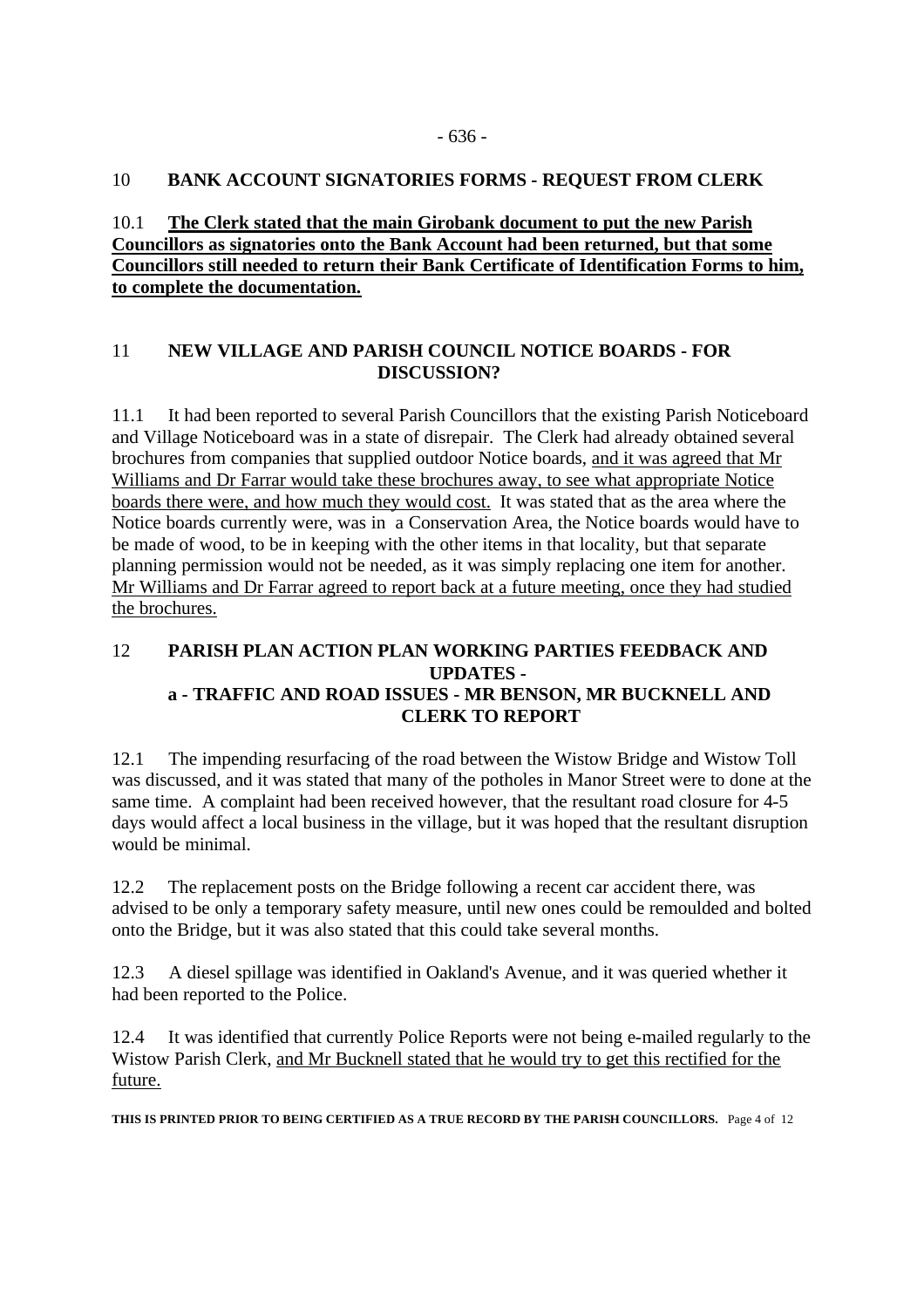## 10 BANK ACCOUNT SIGNATORIES FORMS - REQUEST FROM CLERK

10.1 **The Clerk stated that the main Girobank document to put the new Parish Councillors as signatories onto the Bank Account had been returned, but that some Councillors still needed to return their Bank Certificate of Identification Forms to him, to complete the documentation.**

## 11 NEW VILLAGE AND PARISH COUNCIL NOTICE BOARDS - FOR DISCUSSION?

11.1 It had been reported to several Parish Councillors that the existing Parish Noticeboard and Village Noticeboard was in a state of disrepair. The Clerk had already obtained several brochures from companies that supplied outdoor Notice boards, and it was agreed that Mr Williams and Dr Farrar would take these brochures away, to see what appropriate Notice boards there were, and how much they would cost. It was stated that as the area where the Notice boards currently were, was in a Conservation Area, the Notice boards would have to be made of wood, to be in keeping with the other items in that locality, but that separate planning permission would not be needed, as it was simply replacing one item for another. Mr Williams and Dr Farrar agreed to report back at a future meeting, once they had studied the brochures.

## 12 PARISH PLAN ACTION PLAN WORKING PARTIES FEEDBACK AND UPDATES -

### a - TRAFFIC AND ROAD ISSUES - MR BENSON, MR BUCKNELL AND CLERK TO REPORT

12.1 The impending resurfacing of the road between the Wistow Bridge and Wistow Toll was discussed, and it was stated that many of the potholes in Manor Street were to done at the same time. A complaint had been received however, that the resultant road closure for 4-5 days would affect a local business in the village, but it was hoped that the resultant disruption would be minimal.

12.2 The replacement posts on the Bridge following a recent car accident there, was advised to be only a temporary safety measure, until new ones could be remoulded and bolted onto the Bridge, but it was also stated that this could take several months.

12.3 A diesel spillage was identified in Oakland's Avenue, and it was queried whether it had been reported to the Police.

12.4 It was identified that currently Police Reports were not being e-mailed regularly to the Wistow Parish Clerk, and Mr Bucknell stated that he would try to get this rectified for the future.

**THIS IS PRINTED PRIOR TO BEING CERTIFIED AS A TRUE RECORD BY THE PARISH COUNCILLORS.**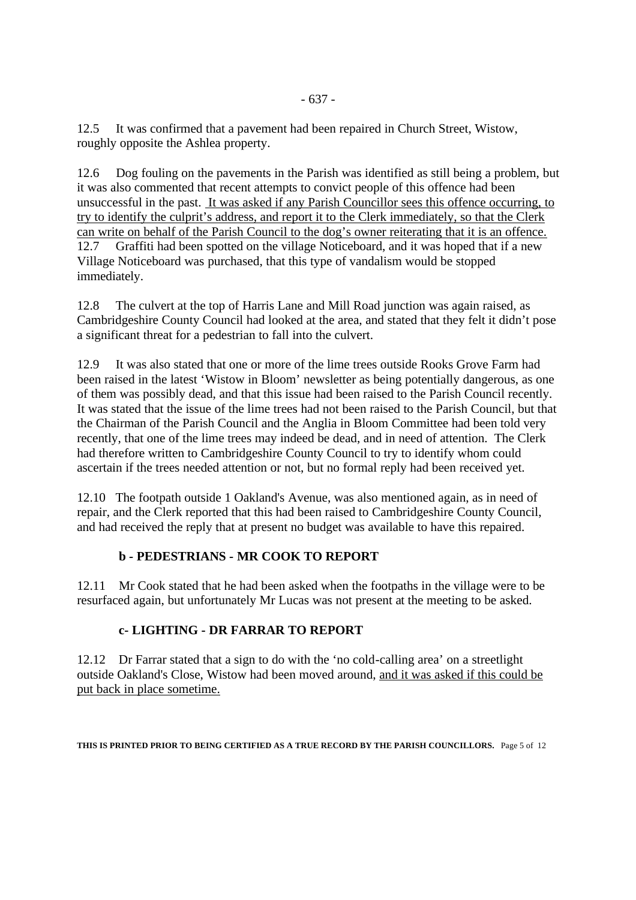12.5 It was confirmed that a pavement had been repaired in Church Street, Wistow, roughly opposite the Ashlea property.

12.6 Dog fouling on the pavements in the Parish was identified as still being a problem, but it was also commented that recent attempts to convict people of this offence had been unsuccessful in the past. <u>It was asked if any Parish Councillor sees this offence occurring, to try to identify the culprit's address, and report it to the Clerk immediately, so that the Clerk can write on behalf of the Parish Council to the dog's owner reiterating that it is an offence.</u>

12.7 Graffiti had been spotted on the village Noticeboard, and it was hoped that if a new Village Noticeboard was purchased, that this type of vandalism would be stopped immediately.

12.8 The culvert at the top of Harris Lane and Mill Road junction was again raised, as Cambridgeshire County Council had looked at the area, and stated that they felt it didn't pose a significant threat for a pedestrian to fall into the culvert.

12.9 It was also stated that one or more of the lime trees outside Rooks Grove Farm had been raised in the latest 'Wistow in Bloom' newsletter as being potentially dangerous, as one of them was possibly dead, and that this issue had been raised to the Parish Council recently. It was stated that the issue of the lime trees had not been raised to the Parish Council, but that the Chairman of the Parish Council and the Anglia in Bloom Committee had been told very recently, that one of the lime trees may indeed be dead, and in need of attention. The Clerk had therefore written to Cambridgeshire County Council to try to identify whom could ascertain if the trees needed attention or not, but no formal reply had been received yet.

12.10 The footpath outside 1 Oakland's Avenue, was also mentioned again, as in need of repair, and the Clerk reported that this had been raised to Cambridgeshire County Council, and had received the reply that at present no budget was available to have this repaired.

### b - PEDESTRIANS - MR COOK TO REPORT

12.11 Mr Cook stated that he had been asked when the footpaths in the village were to be resurfaced again, but unfortunately Mr Lucas was not present at the meeting to be asked.

### c- LIGHTING - DR FARRAR TO REPORT

12.12 Dr Farrar stated that a sign to do with the 'no cold-calling area' on a streetlight outside Oakland's Close, Wistow had been moved around, <u>and it was asked if this could be put back in place sometime.</u>

**THIS IS PRINTED PRIOR TO BEING CERTIFIED AS A TRUE RECORD BY THE PARISH COUNCILLORS.**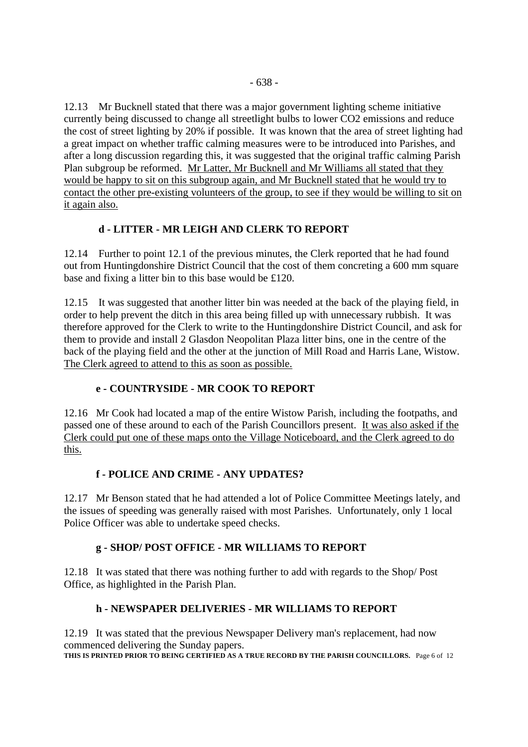12.13 Mr Bucknell stated that there was a major government lighting scheme initiative currently being discussed to change all streetlight bulbs to lower $CO_2$ emissions and reduce the cost of street lighting by 20% if possible. It was known that the area of street lighting had a great impact on whether traffic calming measures were to be introduced into Parishes, and after a long discussion regarding this, it was suggested that the original traffic calming Parish Plan subgroup be reformed. <u>Mr Latter, Mr Bucknell and Mr Williams all stated that they would be happy to sit on this subgroup again, and Mr Bucknell stated that he would try to contact the other pre-existing volunteers of the group, to see if they would be willing to sit on it again also.</u>

**d - LITTER - MR LEIGH AND CLERK TO REPORT**

12.14 Further to point 12.1 of the previous minutes, the Clerk reported that he had found out from Huntingdonshire District Council that the cost of them concreting a 600 mm square base and fixing a litter bin to this base would be £120.

12.15 It was suggested that another litter bin was needed at the back of the playing field, in order to help prevent the ditch in this area being filled up with unnecessary rubbish. It was therefore approved for the Clerk to write to the Huntingdonshire District Council, and ask for them to provide and install 2 Glasdon Neopolitan Plaza litter bins, one in the centre of the back of the playing field and the other at the junction of Mill Road and Harris Lane, Wistow. <u>The Clerk agreed to attend to this as soon as possible.</u>

**e - COUNTRYSIDE - MR COOK TO REPORT**

12.16 Mr Cook had located a map of the entire Wistow Parish, including the footpaths, and passed one of these around to each of the Parish Councillors present. <u>It was also asked if the Clerk could put one of these maps onto the Village Noticeboard, and the Clerk agreed to do this.</u>

**f - POLICE AND CRIME - ANY UPDATES?**

12.17 Mr Benson stated that he had attended a lot of Police Committee Meetings lately, and the issues of speeding was generally raised with most Parishes. Unfortunately, only 1 local Police Officer was able to undertake speed checks.

**g - SHOP/ POST OFFICE - MR WILLIAMS TO REPORT**

12.18 It was stated that there was nothing further to add with regards to the Shop/ Post Office, as highlighted in the Parish Plan.

**h - NEWSPAPER DELIVERIES - MR WILLIAMS TO REPORT**

12.19 It was stated that the previous Newspaper Delivery man's replacement, had now commenced delivering the Sunday papers.

**THIS IS PRINTED PRIOR TO BEING CERTIFIED AS A TRUE RECORD BY THE PARISH COUNCILLORS.**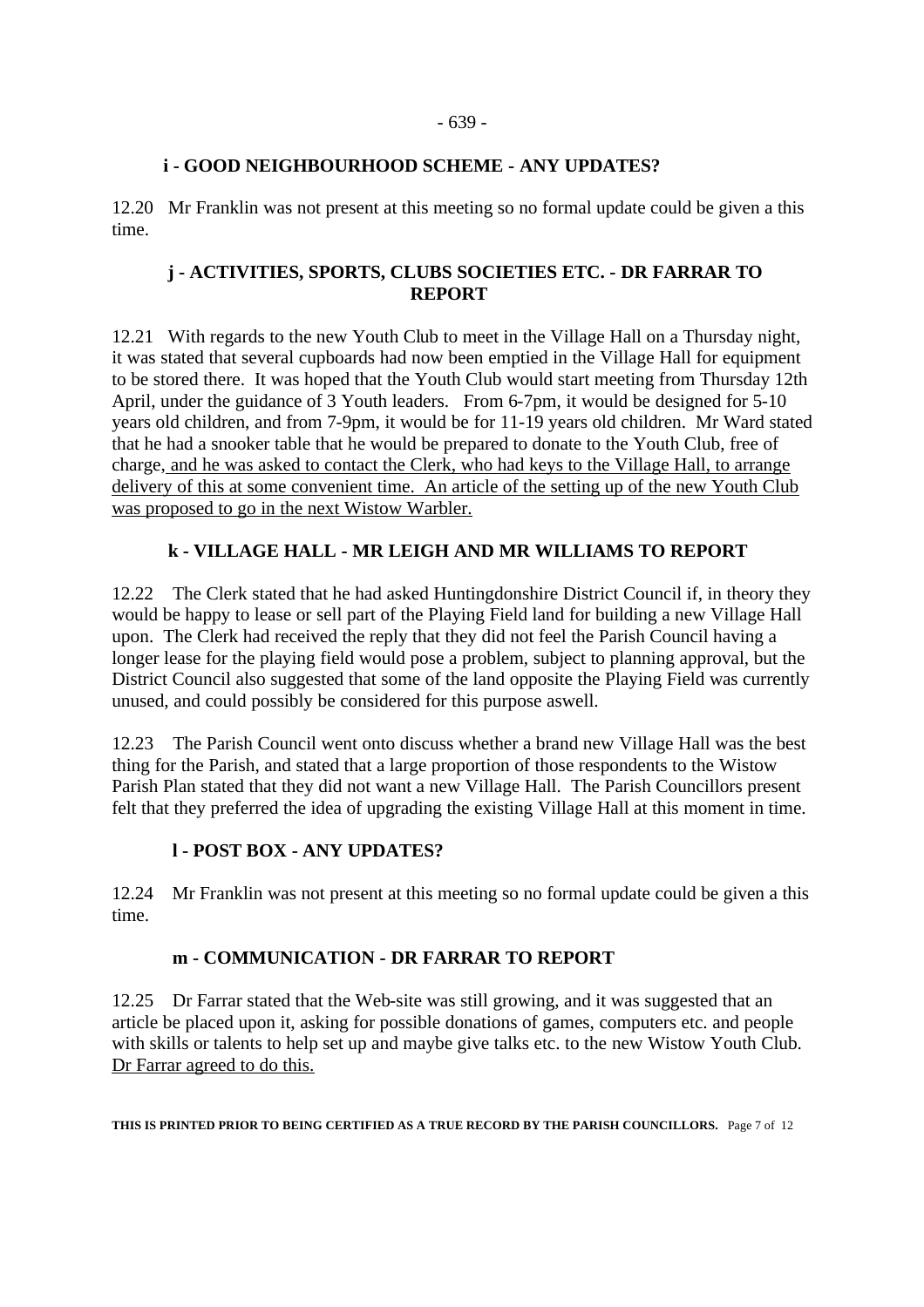### i - GOOD NEIGHBOURHOOD SCHEME - ANY UPDATES?

12.20 Mr Franklin was not present at this meeting so no formal update could be given a this time.

### j - ACTIVITIES, SPORTS, CLUBS SOCIETIES ETC. - DR FARRAR TO REPORT

12.21 With regards to the new Youth Club to meet in the Village Hall on a Thursday night, it was stated that several cupboards had now been emptied in the Village Hall for equipment to be stored there. It was hoped that the Youth Club would start meeting from Thursday 12th April, under the guidance of 3 Youth leaders. From 6-7pm, it would be designed for 5-10 years old children, and from 7-9pm, it would be for 11-19 years old children. Mr Ward stated that he had a snooker table that he would be prepared to donate to the Youth Club, free of charge, and he was asked to contact the Clerk, who had keys to the Village Hall, to arrange delivery of this at some convenient time. An article of the setting up of the new Youth Club was proposed to go in the next Wistow Warbler.

### k - VILLAGE HALL - MR LEIGH AND MR WILLIAMS TO REPORT

12.22 The Clerk stated that he had asked Huntingdonshire District Council if, in theory they would be happy to lease or sell part of the Playing Field land for building a new Village Hall upon. The Clerk had received the reply that they did not feel the Parish Council having a longer lease for the playing field would pose a problem, subject to planning approval, but the District Council also suggested that some of the land opposite the Playing Field was currently unused, and could possibly be considered for this purpose aswell.

12.23 The Parish Council went onto discuss whether a brand new Village Hall was the best thing for the Parish, and stated that a large proportion of those respondents to the Wistow Parish Plan stated that they did not want a new Village Hall. The Parish Councillors present felt that they preferred the idea of upgrading the existing Village Hall at this moment in time.

### l - POST BOX - ANY UPDATES?

12.24 Mr Franklin was not present at this meeting so no formal update could be given a this time.

### m - COMMUNICATION - DR FARRAR TO REPORT

12.25 Dr Farrar stated that the Web-site was still growing, and it was suggested that an article be placed upon it, asking for possible donations of games, computers etc. and people with skills or talents to help set up and maybe give talks etc. to the new Wistow Youth Club. Dr Farrar agreed to do this.

THIS IS PRINTED PRIOR TO BEING CERTIFIED AS A TRUE RECORD BY THE PARISH COUNCILLORS.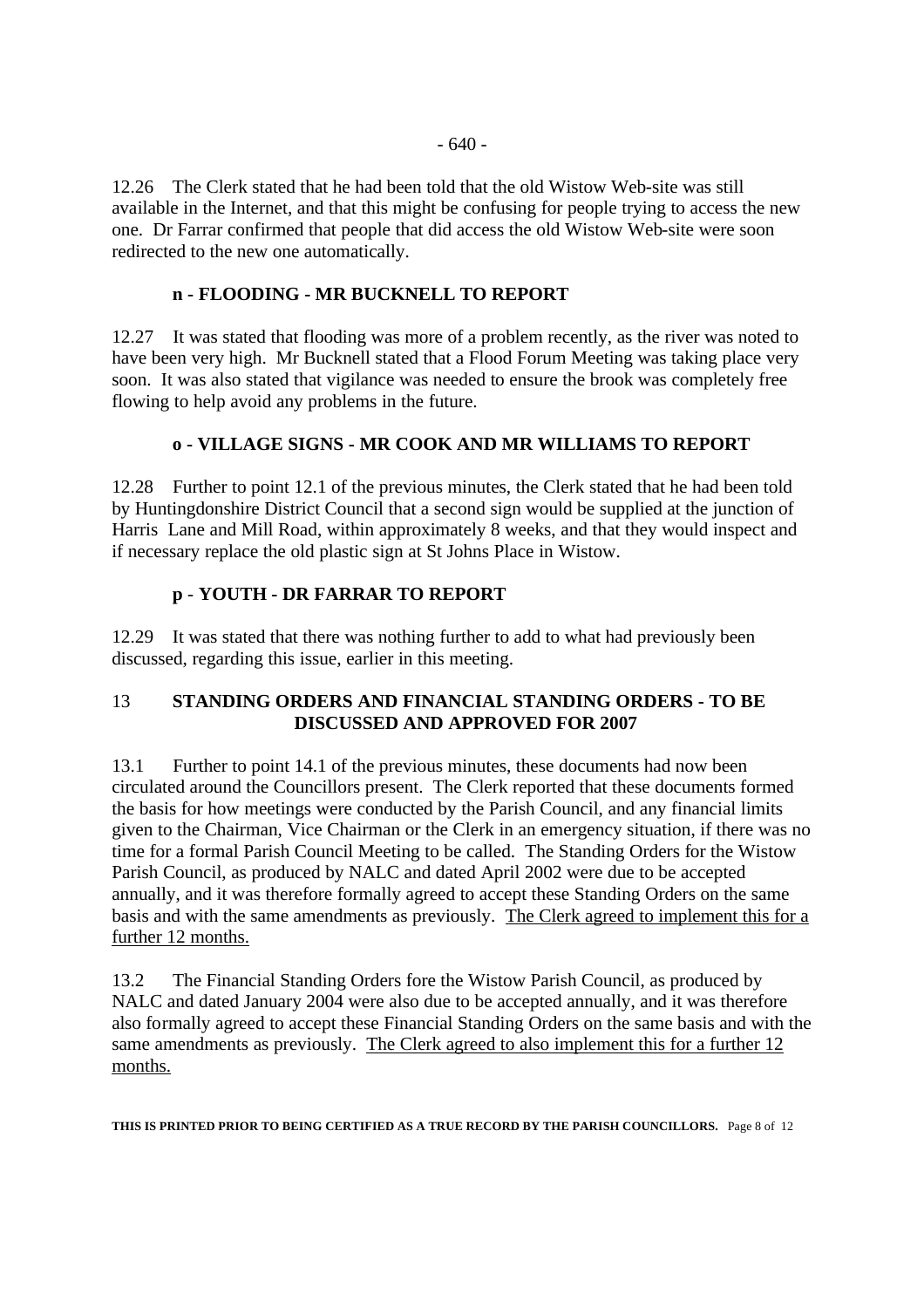12.26 The Clerk stated that he had been told that the old Wistow Web-site was still available in the Internet, and that this might be confusing for people trying to access the new one. Dr Farrar confirmed that people that did access the old Wistow Web-site were soon redirected to the new one automatically.

**n - FLOODING - MR BUCKNELL TO REPORT**

12.27 It was stated that flooding was more of a problem recently, as the river was noted to have been very high. Mr Bucknell stated that a Flood Forum Meeting was taking place very soon. It was also stated that vigilance was needed to ensure the brook was completely free flowing to help avoid any problems in the future.

**o - VILLAGE SIGNS - MR COOK AND MR WILLIAMS TO REPORT**

12.28 Further to point 12.1 of the previous minutes, the Clerk stated that he had been told by Huntingdonshire District Council that a second sign would be supplied at the junction of Harris Lane and Mill Road, within approximately 8 weeks, and that they would inspect and if necessary replace the old plastic sign at St Johns Place in Wistow.

**p - YOUTH - DR FARRAR TO REPORT**

12.29 It was stated that there was nothing further to add to what had previously been discussed, regarding this issue, earlier in this meeting.

## 13 STANDING ORDERS AND FINANCIAL STANDING ORDERS - TO BE DISCUSSED AND APPROVED FOR 2007

13.1 Further to point 14.1 of the previous minutes, these documents had now been circulated around the Councillors present. The Clerk reported that these documents formed the basis for how meetings were conducted by the Parish Council, and any financial limits given to the Chairman, Vice Chairman or the Clerk in an emergency situation, if there was no time for a formal Parish Council Meeting to be called. The Standing Orders for the Wistow Parish Council, as produced by NALC and dated April 2002 were due to be accepted annually, and it was therefore formally agreed to accept these Standing Orders on the same basis and with the same amendments as previously. <u>The Clerk agreed to implement this for a further 12 months.</u>

13.2 The Financial Standing Orders fore the Wistow Parish Council, as produced by NALC and dated January 2004 were also due to be accepted annually, and it was therefore also formally agreed to accept these Financial Standing Orders on the same basis and with the same amendments as previously. <u>The Clerk agreed to also implement this for a further 12 months.</u>

**THIS IS PRINTED PRIOR TO BEING CERTIFIED AS A TRUE RECORD BY THE PARISH COUNCILLORS.**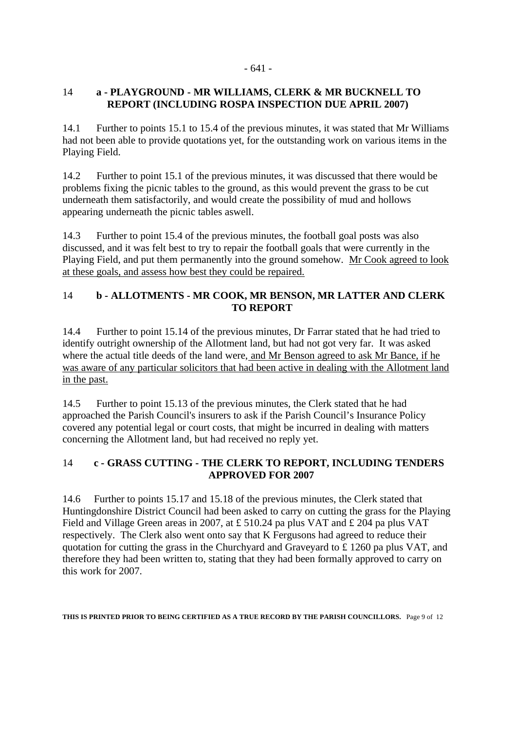## 14 a - PLAYGROUND - MR WILLIAMS, CLERK & MR BUCKNELL TO REPORT (INCLUDING ROSPA INSPECTION DUE APRIL 2007)

14.1 Further to points 15.1 to 15.4 of the previous minutes, it was stated that Mr Williams had not been able to provide quotations yet, for the outstanding work on various items in the Playing Field.

14.2 Further to point 15.1 of the previous minutes, it was discussed that there would be problems fixing the picnic tables to the ground, as this would prevent the grass to be cut underneath them satisfactorily, and would create the possibility of mud and hollows appearing underneath the picnic tables aswell.

14.3 Further to point 15.4 of the previous minutes, the football goal posts was also discussed, and it was felt best to try to repair the football goals that were currently in the Playing Field, and put them permanently into the ground somehow. <u>Mr Cook agreed to look at these goals, and assess how best they could be repaired.</u>

## 14 b - ALLOTMENTS - MR COOK, MR BENSON, MR LATTER AND CLERK TO REPORT

14.4 Further to point 15.14 of the previous minutes, Dr Farrar stated that he had tried to identify outright ownership of the Allotment land, but had not got very far. It was asked where the actual title deeds of the land were, <u>and Mr Benson agreed to ask Mr Bance, if he was aware of any particular solicitors that had been active in dealing with the Allotment land in the past.</u>

14.5 Further to point 15.13 of the previous minutes, the Clerk stated that he had approached the Parish Council's insurers to ask if the Parish Council's Insurance Policy covered any potential legal or court costs, that might be incurred in dealing with matters concerning the Allotment land, but had received no reply yet.

## 14 c - GRASS CUTTING - THE CLERK TO REPORT, INCLUDING TENDERS APPROVED FOR 2007

14.6 Further to points 15.17 and 15.18 of the previous minutes, the Clerk stated that Huntingdonshire District Council had been asked to carry on cutting the grass for the Playing Field and Village Green areas in 2007, at £ 510.24 pa plus VAT and £ 204 pa plus VAT respectively. The Clerk also went onto say that K Fergusons had agreed to reduce their quotation for cutting the grass in the Churchyard and Graveyard to £ 1260 pa plus VAT, and therefore they had been written to, stating that they had been formally approved to carry on this work for 2007.

**THIS IS PRINTED PRIOR TO BEING CERTIFIED AS A TRUE RECORD BY THE PARISH COUNCILLORS.**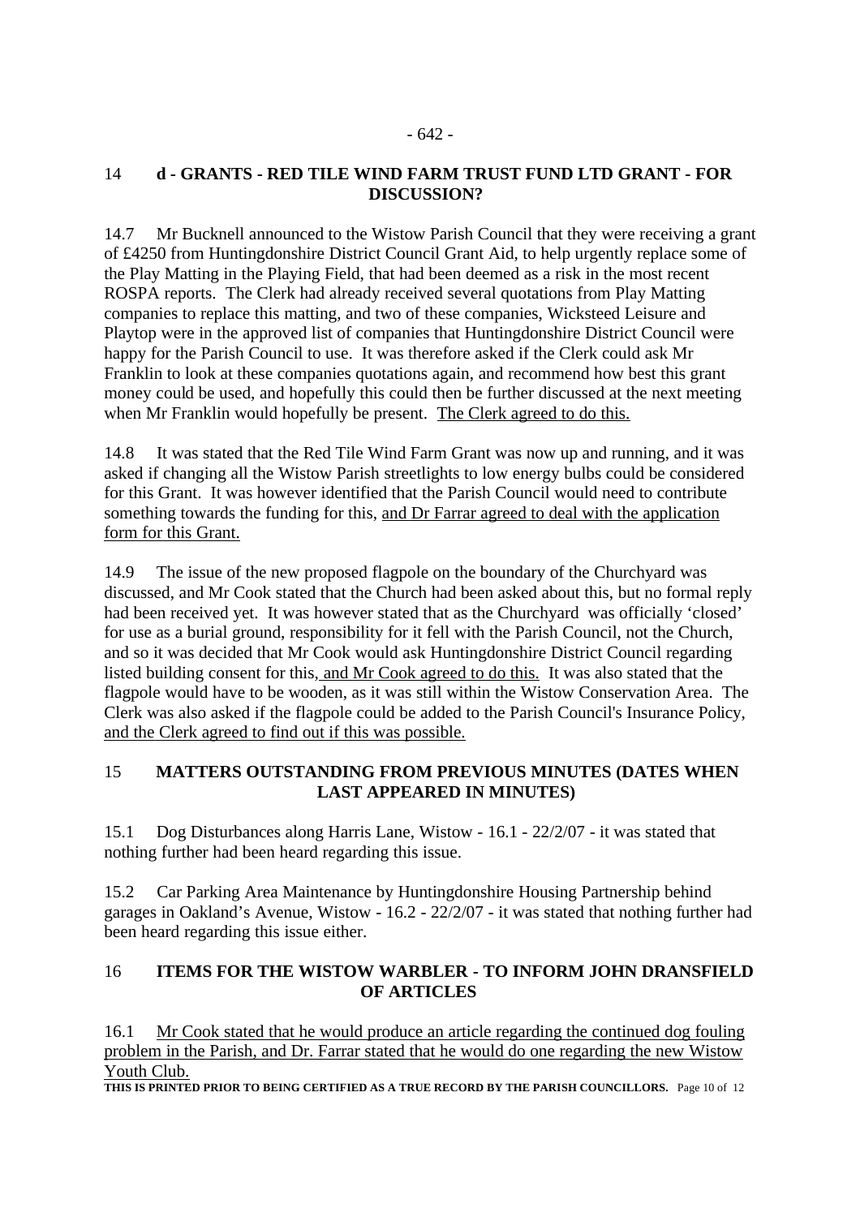## 14 **d - GRANTS - RED TILE WIND FARM TRUST FUND LTD GRANT - FOR DISCUSSION?**

14.7 Mr Bucknell announced to the Wistow Parish Council that they were receiving a grant of £4250 from Huntingdonshire District Council Grant Aid, to help urgently replace some of the Play Matting in the Playing Field, that had been deemed as a risk in the most recent ROSPA reports. The Clerk had already received several quotations from Play Matting companies to replace this matting, and two of these companies, Wicksteed Leisure and Playtop were in the approved list of companies that Huntingdonshire District Council were happy for the Parish Council to use. It was therefore asked if the Clerk could ask Mr Franklin to look at these companies quotations again, and recommend how best this grant money could be used, and hopefully this could then be further discussed at the next meeting when Mr Franklin would hopefully be present. The Clerk agreed to do this.

14.8 It was stated that the Red Tile Wind Farm Grant was now up and running, and it was asked if changing all the Wistow Parish streetlights to low energy bulbs could be considered for this Grant. It was however identified that the Parish Council would need to contribute something towards the funding for this, and Dr Farrar agreed to deal with the application form for this Grant.

14.9 The issue of the new proposed flagpole on the boundary of the Churchyard was discussed, and Mr Cook stated that the Church had been asked about this, but no formal reply had been received yet. It was however stated that as the Churchyard was officially 'closed' for use as a burial ground, responsibility for it fell with the Parish Council, not the Church, and so it was decided that Mr Cook would ask Huntingdonshire District Council regarding listed building consent for this, and Mr Cook agreed to do this. It was also stated that the flagpole would have to be wooden, as it was still within the Wistow Conservation Area. The Clerk was also asked if the flagpole could be added to the Parish Council's Insurance Policy, and the Clerk agreed to find out if this was possible.

## 15 **MATTERS OUTSTANDING FROM PREVIOUS MINUTES (DATES WHEN LAST APPEARED IN MINUTES)**

15.1 Dog Disturbances along Harris Lane, Wistow - 16.1 - 22/2/07 - it was stated that nothing further had been heard regarding this issue.

15.2 Car Parking Area Maintenance by Huntingdonshire Housing Partnership behind garages in Oakland's Avenue, Wistow - 16.2 - 22/2/07 - it was stated that nothing further had been heard regarding this issue either.

## 16 **ITEMS FOR THE WISTOW WARBLER - TO INFORM JOHN DRANSFIELD OF ARTICLES**

16.1 Mr Cook stated that he would produce an article regarding the continued dog fouling problem in the Parish, and Dr. Farrar stated that he would do one regarding the new Wistow Youth Club.

**THIS IS PRINTED PRIOR TO BEING CERTIFIED AS A TRUE RECORD BY THE PARISH COUNCILLORS.**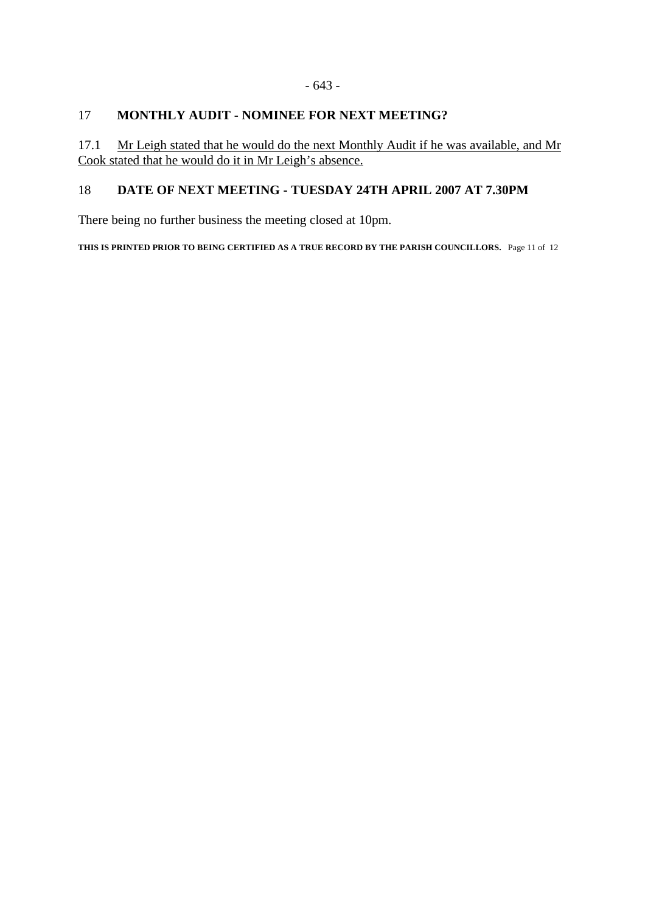## 17 MONTHLY AUDIT - NOMINEE FOR NEXT MEETING?

17.1 Mr Leigh stated that he would do the next Monthly Audit if he was available, and Mr Cook stated that he would do it in Mr Leigh's absence.

## 18 DATE OF NEXT MEETING - TUESDAY 24TH APRIL 2007 AT 7.30PM

There being no further business the meeting closed at 10pm.

**THIS IS PRINTED PRIOR TO BEING CERTIFIED AS A TRUE RECORD BY THE PARISH COUNCILLORS.**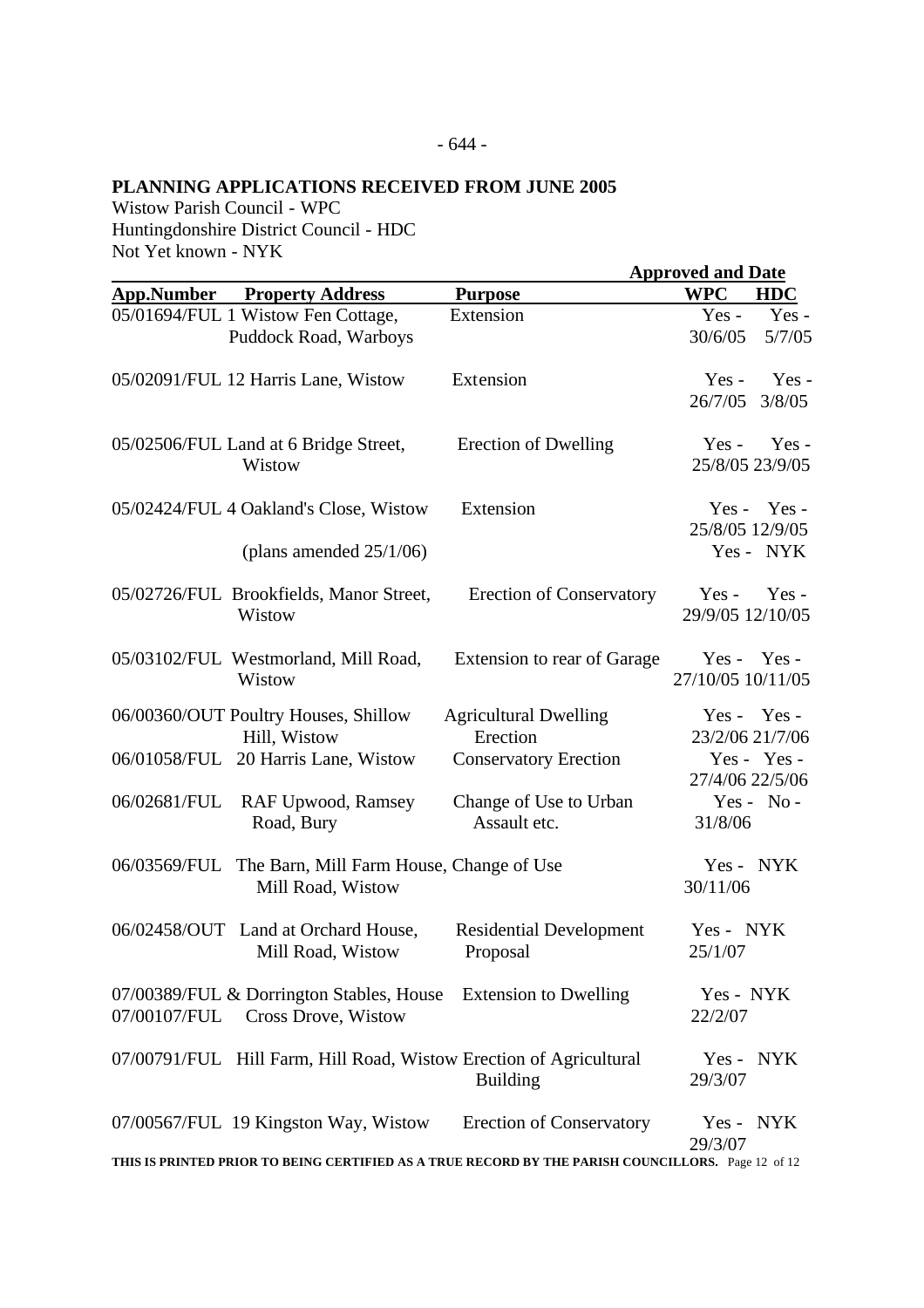## PLANNING APPLICATIONS RECEIVED FROM JUNE 2005

Wistow Parish Council - WPC
Huntingdonshire District Council - HDC
Not Yet known - NYK

| App.Number | Property Address | Purpose | Approved and Date WPC | HDC |
|---|---|---|---|---|
| 05/01694/FUL | 1 Wistow Fen Cottage, Puddock Road, Warboys | Extension | Yes - 30/6/05 | Yes - 5/7/05 |
| 05/02091/FUL | 12 Harris Lane, Wistow | Extension | Yes - 26/7/05 | Yes - 3/8/05 |
| 05/02506/FUL | Land at 6 Bridge Street, Wistow | Erection of Dwelling | Yes - 25/8/05 | Yes - 23/9/05 |
| 05/02424/FUL | 4 Oakland's Close, Wistow | Extension | Yes - 25/8/05 | Yes - 12/9/05 |
| | (plans amended 25/1/06) | | Yes - | NYK |
| 05/02726/FUL | Brookfields, Manor Street, Wistow | Erection of Conservatory | Yes - 29/9/05 | Yes - 12/10/05 |
| 05/03102/FUL | Westmorland, Mill Road, Wistow | Extension to rear of Garage | Yes - 27/10/05 | Yes - 10/11/05 |
| 06/00360/OUT | Poultry Houses, Shillow Hill, Wistow | Agricultural Dwelling Erection | Yes - 23/2/06 | Yes - 21/7/06 |
| 06/01058/FUL | 20 Harris Lane, Wistow | Conservatory Erection | Yes - 27/4/06 | Yes - 22/5/06 |
| 06/02681/FUL | RAF Upwood, Ramsey Road, Bury | Change of Use to Urban Assault etc. | Yes - 31/8/06 | No - |
| 06/03569/FUL | The Barn, Mill Farm House, Mill Road, Wistow | Change of Use | Yes - 30/11/06 | NYK |
| 06/02458/OUT | Land at Orchard House, Mill Road, Wistow | Residential Development Proposal | Yes - 25/1/07 | NYK |
| 07/00389/FUL & 07/00107/FUL | Dorrington Stables, House Cross Drove, Wistow | Extension to Dwelling | Yes - 22/2/07 | NYK |
| 07/00791/FUL | Hill Farm, Hill Road, Wistow | Erection of Agricultural Building | Yes - 29/3/07 | NYK |
| 07/00567/FUL | 19 Kingston Way, Wistow | Erection of Conservatory | Yes - 29/3/07 | NYK |

THIS IS PRINTED PRIOR TO BEING CERTIFIED AS A TRUE RECORD BY THE PARISH COUNCILLORS.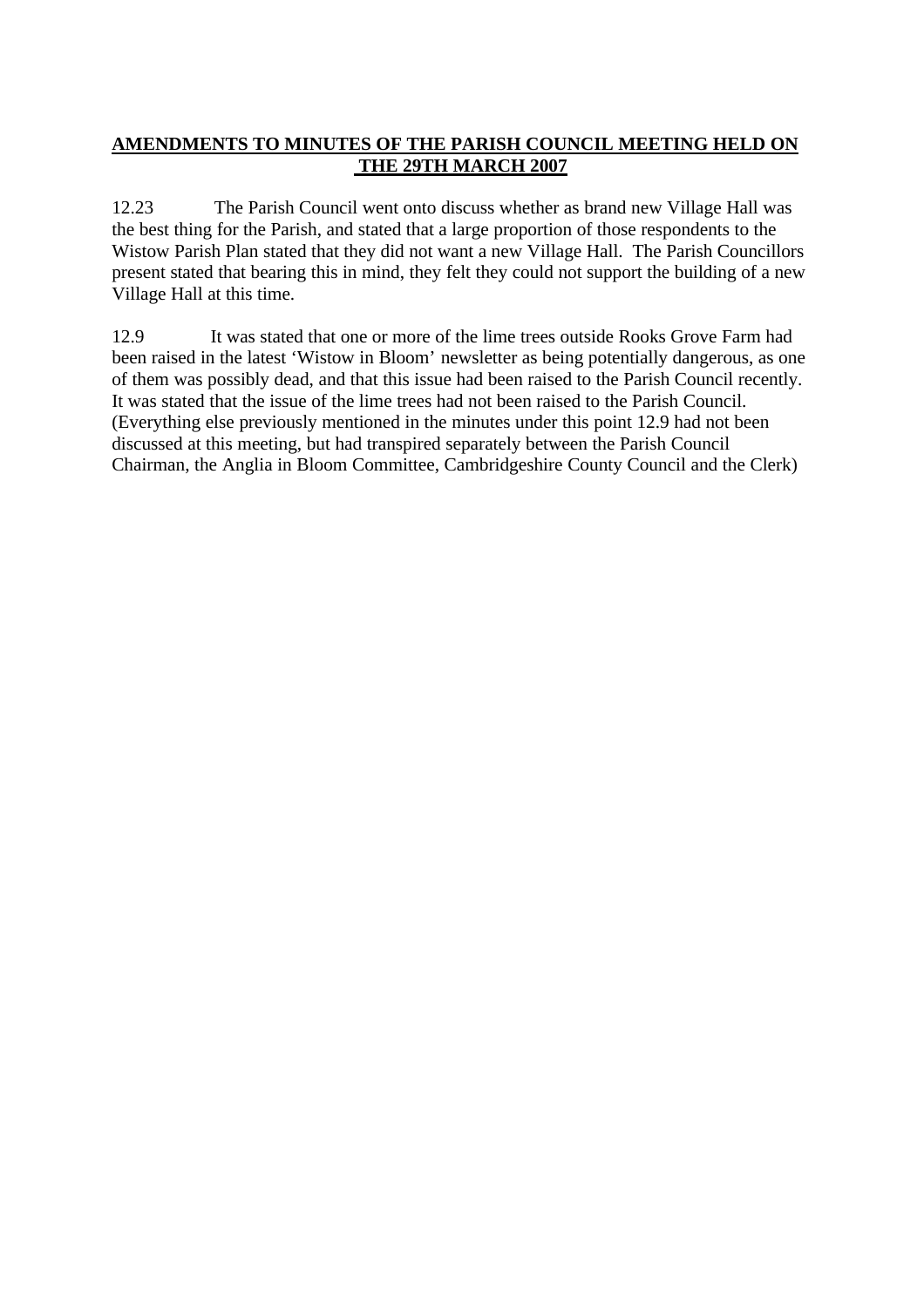**AMENDMENTS TO MINUTES OF THE PARISH COUNCIL MEETING HELD ON THE 29TH MARCH 2007**

12.23 The Parish Council went onto discuss whether as brand new Village Hall was the best thing for the Parish, and stated that a large proportion of those respondents to the Wistow Parish Plan stated that they did not want a new Village Hall. The Parish Councillors present stated that bearing this in mind, they felt they could not support the building of a new Village Hall at this time.

12.9 It was stated that one or more of the lime trees outside Rooks Grove Farm had been raised in the latest 'Wistow in Bloom' newsletter as being potentially dangerous, as one of them was possibly dead, and that this issue had been raised to the Parish Council recently. It was stated that the issue of the lime trees had not been raised to the Parish Council. (Everything else previously mentioned in the minutes under this point 12.9 had not been discussed at this meeting, but had transpired separately between the Parish Council Chairman, the Anglia in Bloom Committee, Cambridgeshire County Council and the Clerk)